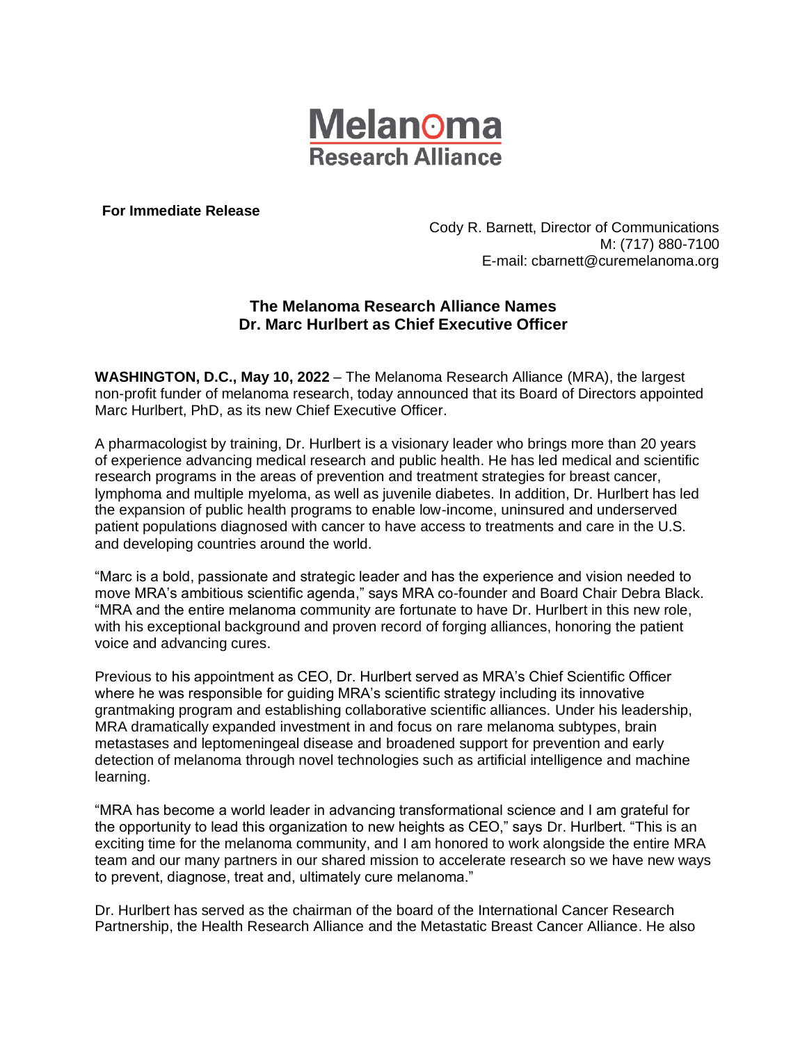Melanoma
Research Alliance

**For Immediate Release**

Cody R. Barnett, Director of Communications
M: (717) 880-7100
E-mail: cbarnett@curemelanoma.org

## The Melanoma Research Alliance Names Dr. Marc Hurlbert as Chief Executive Officer

**WASHINGTON, D.C., May 10, 2022** – The Melanoma Research Alliance (MRA), the largest non-profit funder of melanoma research, today announced that its Board of Directors appointed Marc Hurlbert, PhD, as its new Chief Executive Officer.

A pharmacologist by training, Dr. Hurlbert is a visionary leader who brings more than 20 years of experience advancing medical research and public health. He has led medical and scientific research programs in the areas of prevention and treatment strategies for breast cancer, lymphoma and multiple myeloma, as well as juvenile diabetes. In addition, Dr. Hurlbert has led the expansion of public health programs to enable low-income, uninsured and underserved patient populations diagnosed with cancer to have access to treatments and care in the U.S. and developing countries around the world.

"Marc is a bold, passionate and strategic leader and has the experience and vision needed to move MRA's ambitious scientific agenda," says MRA co-founder and Board Chair Debra Black. "MRA and the entire melanoma community are fortunate to have Dr. Hurlbert in this new role, with his exceptional background and proven record of forging alliances, honoring the patient voice and advancing cures.

Previous to his appointment as CEO, Dr. Hurlbert served as MRA's Chief Scientific Officer where he was responsible for guiding MRA's scientific strategy including its innovative grantmaking program and establishing collaborative scientific alliances. Under his leadership, MRA dramatically expanded investment in and focus on rare melanoma subtypes, brain metastases and leptomeningeal disease and broadened support for prevention and early detection of melanoma through novel technologies such as artificial intelligence and machine learning.

"MRA has become a world leader in advancing transformational science and I am grateful for the opportunity to lead this organization to new heights as CEO," says Dr. Hurlbert. "This is an exciting time for the melanoma community, and I am honored to work alongside the entire MRA team and our many partners in our shared mission to accelerate research so we have new ways to prevent, diagnose, treat and, ultimately cure melanoma."

Dr. Hurlbert has served as the chairman of the board of the International Cancer Research Partnership, the Health Research Alliance and the Metastatic Breast Cancer Alliance. He also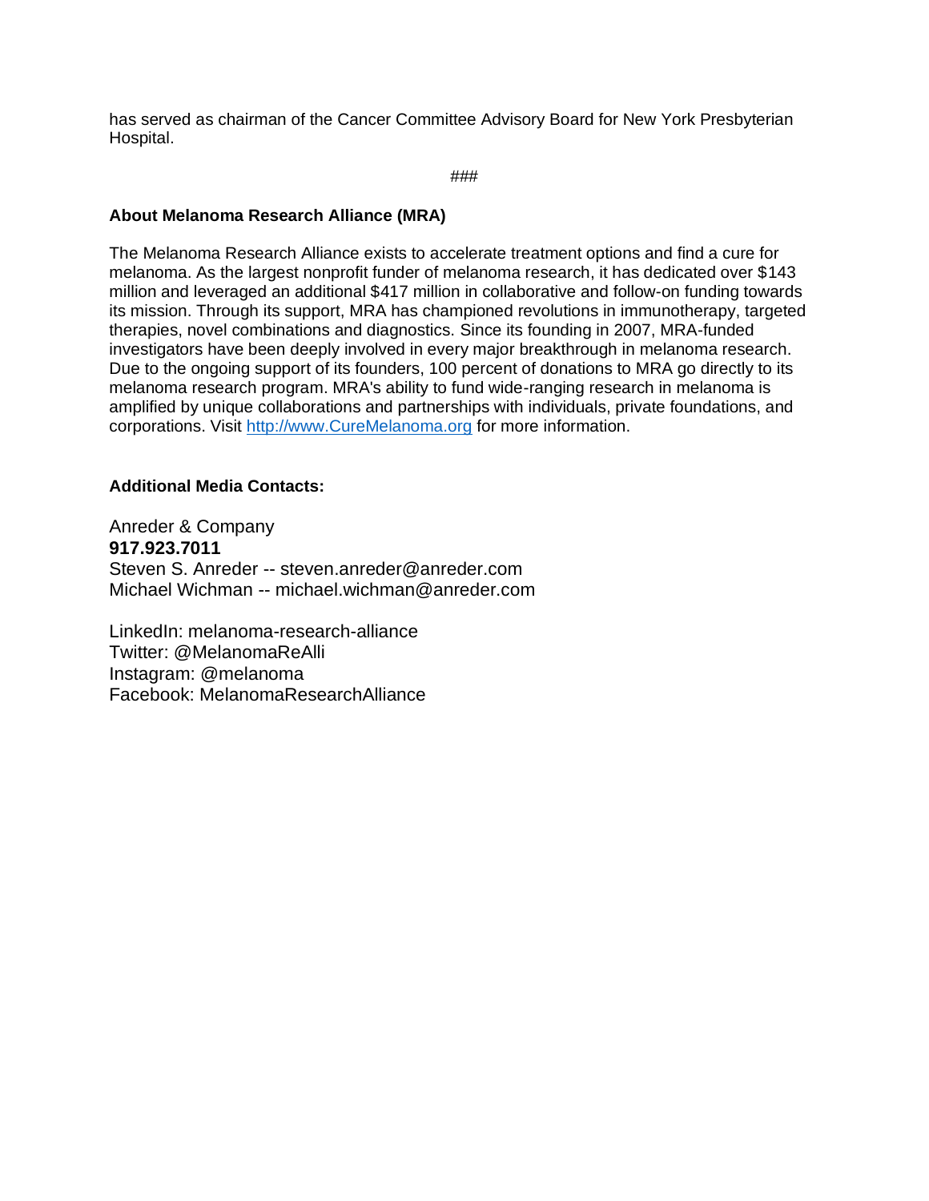has served as chairman of the Cancer Committee Advisory Board for New York Presbyterian Hospital.

###

**About Melanoma Research Alliance (MRA)**

The Melanoma Research Alliance exists to accelerate treatment options and find a cure for melanoma. As the largest nonprofit funder of melanoma research, it has dedicated over $143 million and leveraged an additional $417 million in collaborative and follow-on funding towards its mission. Through its support, MRA has championed revolutions in immunotherapy, targeted therapies, novel combinations and diagnostics. Since its founding in 2007, MRA-funded investigators have been deeply involved in every major breakthrough in melanoma research. Due to the ongoing support of its founders, 100 percent of donations to MRA go directly to its melanoma research program. MRA's ability to fund wide-ranging research in melanoma is amplified by unique collaborations and partnerships with individuals, private foundations, and corporations. Visit [http://www.CureMelanoma.org](http://www.CureMelanoma.org) for more information.

**Additional Media Contacts:**

Anreder & Company
**917.923.7011**
Steven S. Anreder -- steven.anreder@anreder.com
Michael Wichman -- michael.wichman@anreder.com

LinkedIn: melanoma-research-alliance
Twitter: @MelanomaReAlli
Instagram: @melanoma
Facebook: MelanomaResearchAlliance